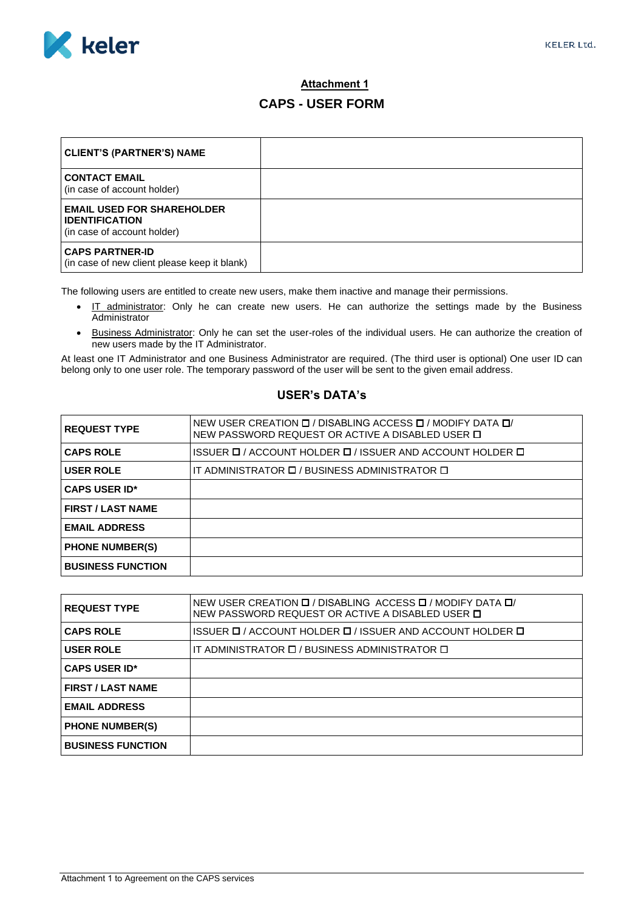## Attachment 1

## CAPS - USER FORM

| | |
|---|---|
| **CLIENT'S (PARTNER'S) NAME** | |
| **CONTACT EMAIL** (in case of account holder) | |
| **EMAIL USED FOR SHAREHOLDER IDENTIFICATION** (in case of account holder) | |
| **CAPS PARTNER-ID** (in case of new client please keep it blank) | |

The following users are entitled to create new users, make them inactive and manage their permissions.

- IT administrator: Only he can create new users. He can authorize the settings made by the Business Administrator
- Business Administrator: Only he can set the user-roles of the individual users. He can authorize the creation of new users made by the IT Administrator.

At least one IT Administrator and one Business Administrator are required. (The third user is optional) One user ID can belong only to one user role. The temporary password of the user will be sent to the given email address.

### USER's DATA's

| | |
|---|---|
| **REQUEST TYPE** | NEW USER CREATION ☐ / DISABLING ACCESS ☐ / MODIFY DATA ☐/ NEW PASSWORD REQUEST OR ACTIVE A DISABLED USER ☐ |
| **CAPS ROLE** | ISSUER ☐ / ACCOUNT HOLDER ☐ / ISSUER AND ACCOUNT HOLDER ☐ |
| **USER ROLE** | IT ADMINISTRATOR ☐ / BUSINESS ADMINISTRATOR ☐ |
| **CAPS USER ID*** | |
| **FIRST / LAST NAME** | |
| **EMAIL ADDRESS** | |
| **PHONE NUMBER(S)** | |
| **BUSINESS FUNCTION** | |

| | |
|---|---|
| **REQUEST TYPE** | NEW USER CREATION ☐ / DISABLING ACCESS ☐ / MODIFY DATA ☐/ NEW PASSWORD REQUEST OR ACTIVE A DISABLED USER ☐ |
| **CAPS ROLE** | ISSUER ☐ / ACCOUNT HOLDER ☐ / ISSUER AND ACCOUNT HOLDER ☐ |
| **USER ROLE** | IT ADMINISTRATOR ☐ / BUSINESS ADMINISTRATOR ☐ |
| **CAPS USER ID*** | |
| **FIRST / LAST NAME** | |
| **EMAIL ADDRESS** | |
| **PHONE NUMBER(S)** | |
| **BUSINESS FUNCTION** | |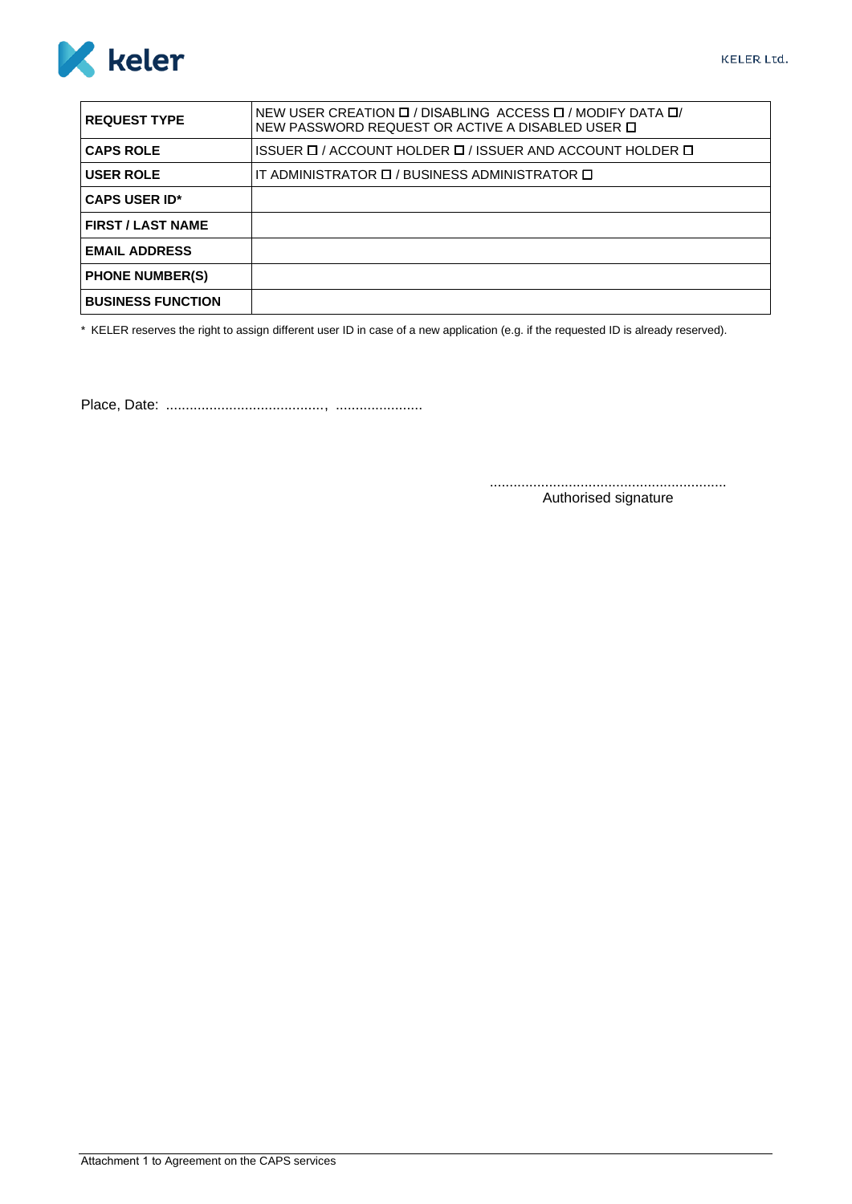| | |
|---|---|
| **REQUEST TYPE** | NEW USER CREATION ☐ / DISABLING ACCESS ☐ / MODIFY DATA ☐/ NEW PASSWORD REQUEST OR ACTIVE A DISABLED USER ☐ |
| **CAPS ROLE** | ISSUER ☐ / ACCOUNT HOLDER ☐ / ISSUER AND ACCOUNT HOLDER ☐ |
| **USER ROLE** | IT ADMINISTRATOR ☐ / BUSINESS ADMINISTRATOR ☐ |
| **CAPS USER ID*** | |
| **FIRST / LAST NAME** | |
| **EMAIL ADDRESS** | |
| **PHONE NUMBER(S)** | |
| **BUSINESS FUNCTION** | |

* KELER reserves the right to assign different user ID in case of a new application (e.g. if the requested ID is already reserved).

Place, Date: ........................................., ......................

............................................................
Authorised signature